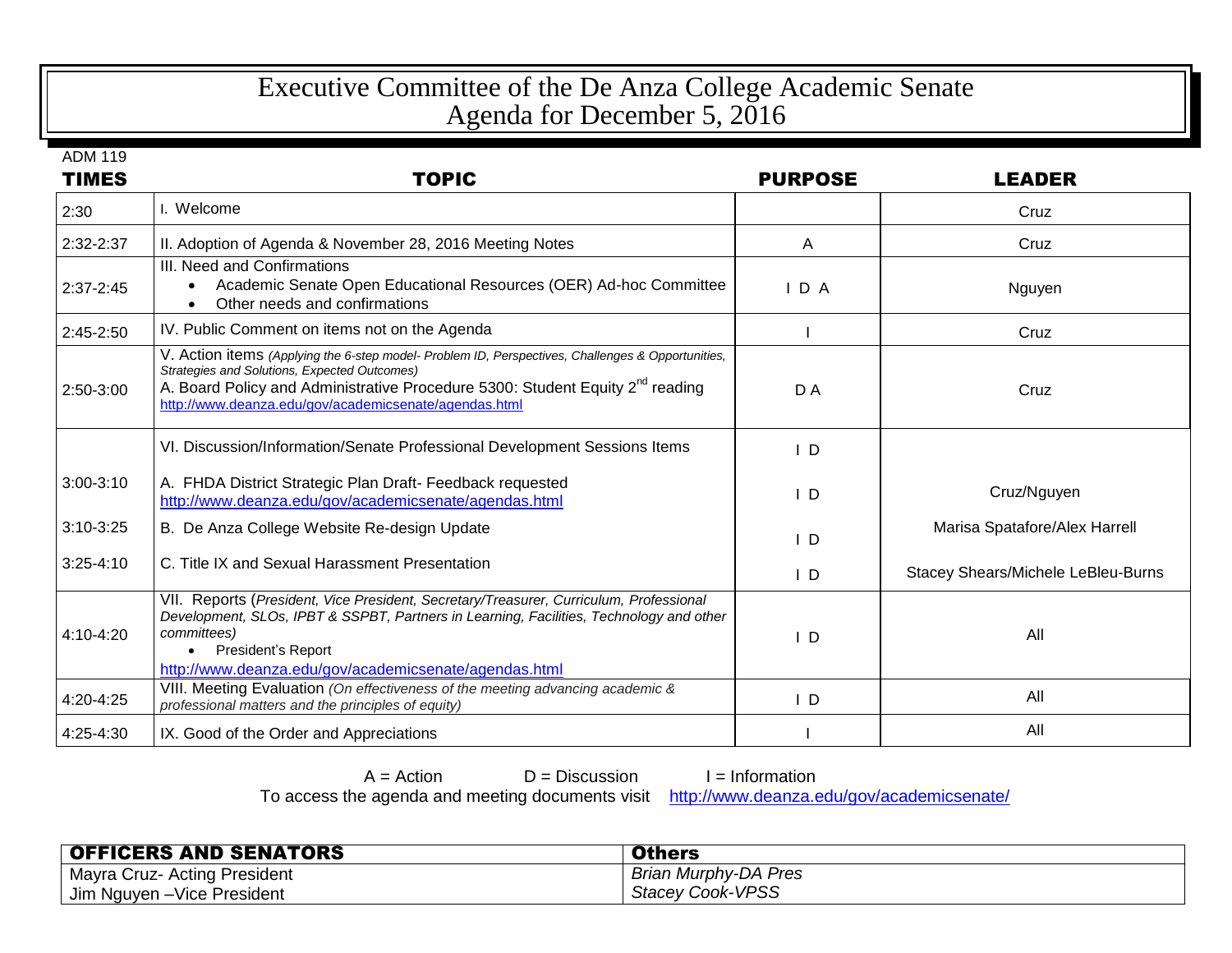# Executive Committee of the De Anza College Academic Senate
## Agenda for December 5, 2016

ADM 119

| TIMES | TOPIC | PURPOSE | LEADER |
|---|---|---|---|
| 2:30 | I. Welcome | | Cruz |
| 2:32-2:37 | II. Adoption of Agenda & November 28, 2016 Meeting Notes | A | Cruz |
| 2:37-2:45 | III. Need and Confirmations<br>• Academic Senate Open Educational Resources (OER) Ad-hoc Committee<br>• Other needs and confirmations | I D A | Nguyen |
| 2:45-2:50 | IV. Public Comment on items not on the Agenda | I | Cruz |
| 2:50-3:00 | V. Action items *(Applying the 6-step model- Problem ID, Perspectives, Challenges & Opportunities, Strategies and Solutions, Expected Outcomes)*<br>A. Board Policy and Administrative Procedure 5300: Student Equity 2nd reading<br>http://www.deanza.edu/gov/academicsenate/agendas.html | D A | Cruz |
| | VI. Discussion/Information/Senate Professional Development Sessions Items | I D | |
| 3:00-3:10 | A. FHDA District Strategic Plan Draft- Feedback requested<br>http://www.deanza.edu/gov/academicsenate/agendas.html | I D | Cruz/Nguyen |
| 3:10-3:25 | B. De Anza College Website Re-design Update | I D | Marisa Spatafore/Alex Harrell |
| 3:25-4:10 | C. Title IX and Sexual Harassment Presentation | I D | Stacey Shears/Michele LeBleu-Burns |
| 4:10-4:20 | VII. Reports (*President, Vice President, Secretary/Treasurer, Curriculum, Professional Development, SLOs, IPBT & SSPBT, Partners in Learning, Facilities, Technology and other committees)*<br>• President's Report<br>http://www.deanza.edu/gov/academicsenate/agendas.html | I D | All |
| 4:20-4:25 | VIII. Meeting Evaluation *(On effectiveness of the meeting advancing academic & professional matters and the principles of equity)* | I D | All |
| 4:25-4:30 | IX. Good of the Order and Appreciations | I | All |

A = Action D = Discussion I = Information

To access the agenda and meeting documents visit http://www.deanza.edu/gov/academicsenate/

| OFFICERS AND SENATORS | Others |
|---|---|
| Mayra Cruz- Acting President | *Brian Murphy-DA Pres* |
| Jim Nguyen –Vice President | *Stacey Cook-VPSS* |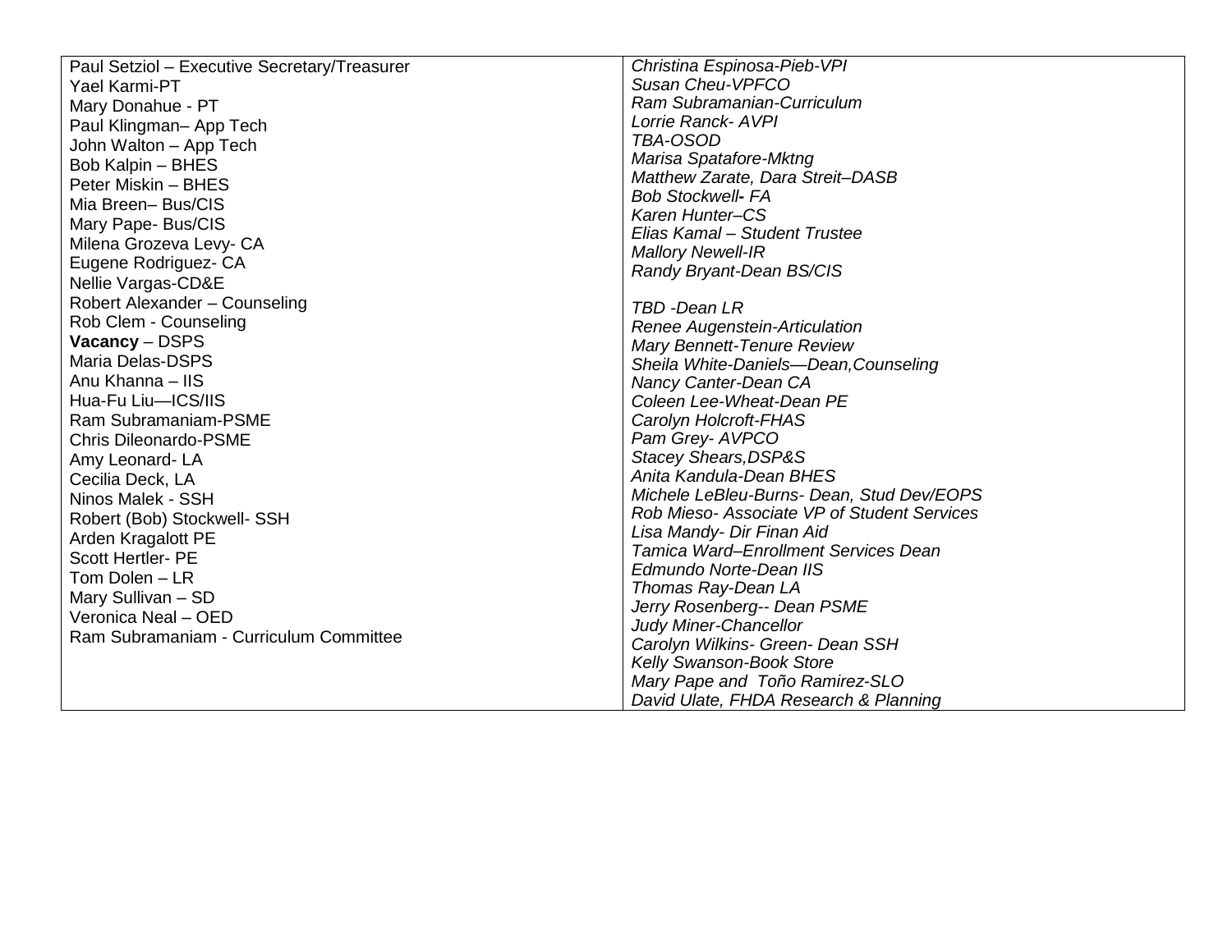| | |
|---|---|
| Paul Setziol – Executive Secretary/Treasurer<br>Yael Karmi-PT<br>Mary Donahue - PT<br>Paul Klingman– App Tech<br>John Walton – App Tech<br>Bob Kalpin – BHES<br>Peter Miskin – BHES<br>Mia Breen– Bus/CIS<br>Mary Pape- Bus/CIS<br>Milena Grozeva Levy- CA<br>Eugene Rodriguez- CA<br>Nellie Vargas-CD&E<br>Robert Alexander – Counseling<br>Rob Clem - Counseling<br>**Vacancy** – DSPS<br>Maria Delas-DSPS<br>Anu Khanna – IIS<br>Hua-Fu Liu—ICS/IIS<br>Ram Subramaniam-PSME<br>Chris Dileonardo-PSME<br>Amy Leonard- LA<br>Cecilia Deck, LA<br>Ninos Malek - SSH<br>Robert (Bob) Stockwell- SSH<br>Arden Kragalott PE<br>Scott Hertler- PE<br>Tom Dolen – LR<br>Mary Sullivan – SD<br>Veronica Neal – OED<br>Ram Subramaniam - Curriculum Committee | *Christina Espinosa-Pieb-VPI*<br>*Susan Cheu-VPFCO*<br>*Ram Subramanian-Curriculum*<br>*Lorrie Ranck- AVPI*<br>*TBA-OSOD*<br>*Marisa Spatafore-Mktng*<br>*Matthew Zarate, Dara Streit–DASB*<br>*Bob Stockwell- FA*<br>*Karen Hunter–CS*<br>*Elias Kamal – Student Trustee*<br>*Mallory Newell-IR*<br>*Randy Bryant-Dean BS/CIS*<br><br>*TBD -Dean LR*<br>*Renee Augenstein-Articulation*<br>*Mary Bennett-Tenure Review*<br>*Sheila White-Daniels—Dean,Counseling*<br>*Nancy Canter-Dean CA*<br>*Coleen Lee-Wheat-Dean PE*<br>*Carolyn Holcroft-FHAS*<br>*Pam Grey- AVPCO*<br>*Stacey Shears,DSP&S*<br>*Anita Kandula-Dean BHES*<br>*Michele LeBleu-Burns- Dean, Stud Dev/EOPS*<br>*Rob Mieso- Associate VP of Student Services*<br>*Lisa Mandy- Dir Finan Aid*<br>*Tamica Ward–Enrollment Services Dean*<br>*Edmundo Norte-Dean IIS*<br>*Thomas Ray-Dean LA*<br>*Jerry Rosenberg-- Dean PSME*<br>*Judy Miner-Chancellor*<br>*Carolyn Wilkins- Green- Dean SSH*<br>*Kelly Swanson-Book Store*<br>*Mary Pape and Toño Ramirez-SLO*<br>*David Ulate, FHDA Research & Planning* |